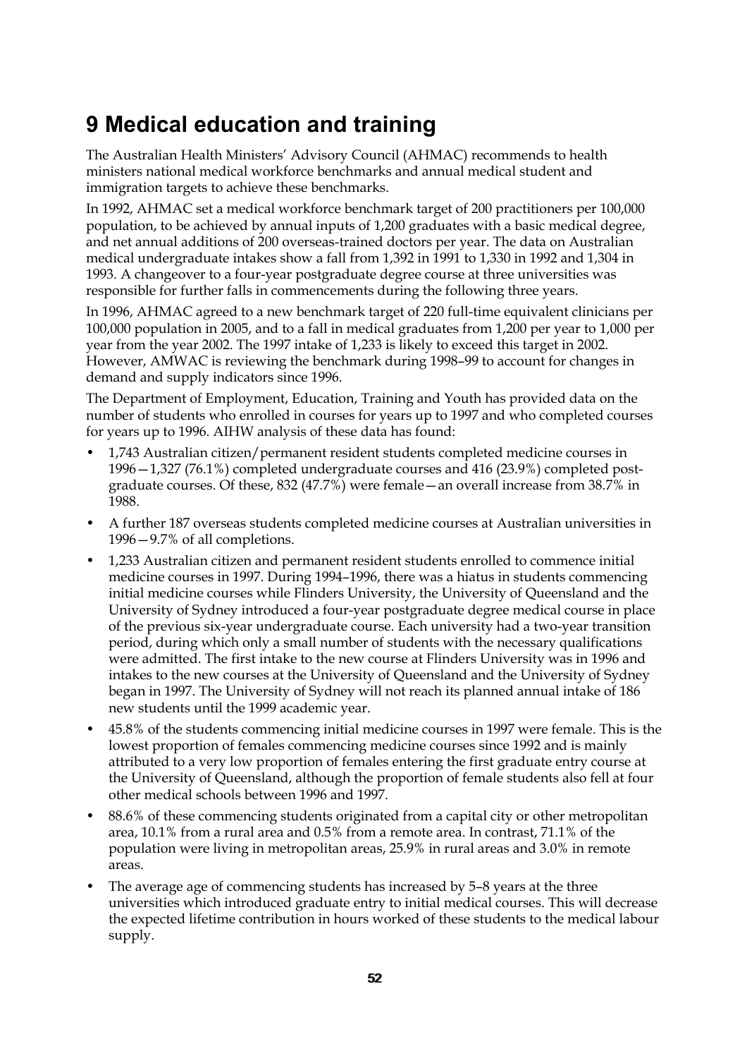# 9 Medical education and training

The Australian Health Ministers' Advisory Council (AHMAC) recommends to health ministers national medical workforce benchmarks and annual medical student and immigration targets to achieve these benchmarks.

In 1992, AHMAC set a medical workforce benchmark target of 200 practitioners per 100,000 population, to be achieved by annual inputs of 1,200 graduates with a basic medical degree, and net annual additions of 200 overseas-trained doctors per year. The data on Australian medical undergraduate intakes show a fall from 1,392 in 1991 to 1,330 in 1992 and 1,304 in 1993. A changeover to a four-year postgraduate degree course at three universities was responsible for further falls in commencements during the following three years.

In 1996, AHMAC agreed to a new benchmark target of 220 full-time equivalent clinicians per 100,000 population in 2005, and to a fall in medical graduates from 1,200 per year to 1,000 per year from the year 2002. The 1997 intake of 1,233 is likely to exceed this target in 2002. However, AMWAC is reviewing the benchmark during 1998–99 to account for changes in demand and supply indicators since 1996.

The Department of Employment, Education, Training and Youth has provided data on the number of students who enrolled in courses for years up to 1997 and who completed courses for years up to 1996. AIHW analysis of these data has found:

- 1,743 Australian citizen/permanent resident students completed medicine courses in 1996—1,327 (76.1%) completed undergraduate courses and 416 (23.9%) completed post-graduate courses. Of these, 832 (47.7%) were female—an overall increase from 38.7% in 1988.
- A further 187 overseas students completed medicine courses at Australian universities in 1996—9.7% of all completions.
- 1,233 Australian citizen and permanent resident students enrolled to commence initial medicine courses in 1997. During 1994–1996, there was a hiatus in students commencing initial medicine courses while Flinders University, the University of Queensland and the University of Sydney introduced a four-year postgraduate degree medical course in place of the previous six-year undergraduate course. Each university had a two-year transition period, during which only a small number of students with the necessary qualifications were admitted. The first intake to the new course at Flinders University was in 1996 and intakes to the new courses at the University of Queensland and the University of Sydney began in 1997. The University of Sydney will not reach its planned annual intake of 186 new students until the 1999 academic year.
- 45.8% of the students commencing initial medicine courses in 1997 were female. This is the lowest proportion of females commencing medicine courses since 1992 and is mainly attributed to a very low proportion of females entering the first graduate entry course at the University of Queensland, although the proportion of female students also fell at four other medical schools between 1996 and 1997.
- 88.6% of these commencing students originated from a capital city or other metropolitan area, 10.1% from a rural area and 0.5% from a remote area. In contrast, 71.1% of the population were living in metropolitan areas, 25.9% in rural areas and 3.0% in remote areas.
- The average age of commencing students has increased by 5–8 years at the three universities which introduced graduate entry to initial medical courses. This will decrease the expected lifetime contribution in hours worked of these students to the medical labour supply.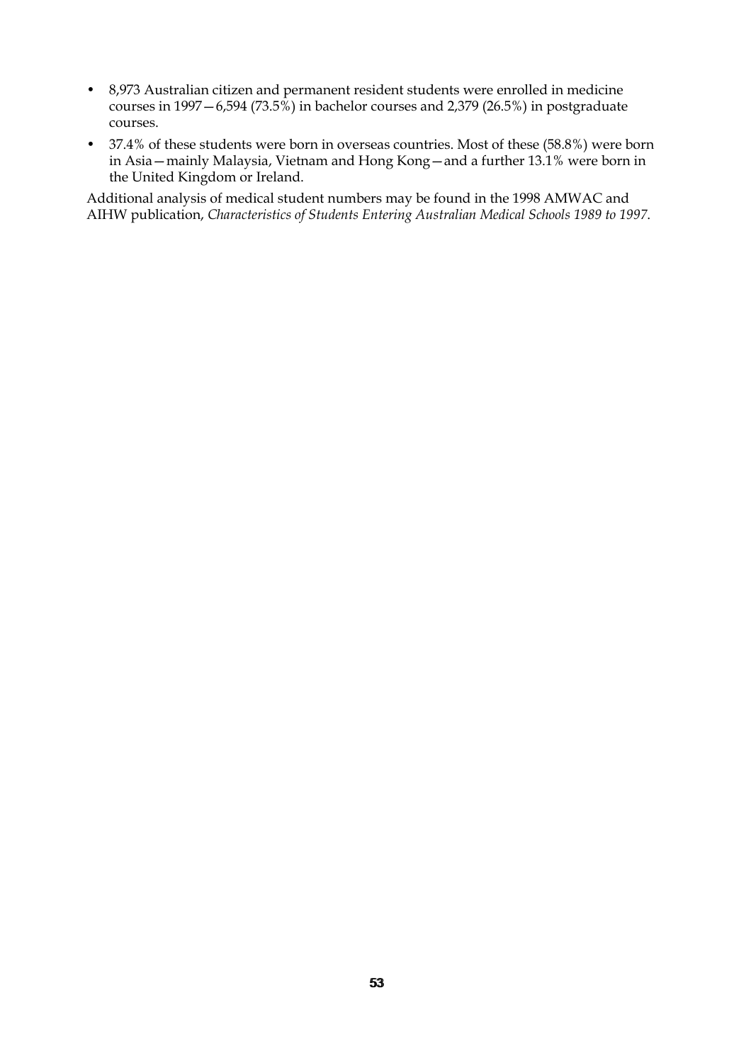- 8,973 Australian citizen and permanent resident students were enrolled in medicine courses in 1997—6,594 (73.5%) in bachelor courses and 2,379 (26.5%) in postgraduate courses.
- 37.4% of these students were born in overseas countries. Most of these (58.8%) were born in Asia—mainly Malaysia, Vietnam and Hong Kong—and a further 13.1% were born in the United Kingdom or Ireland.

Additional analysis of medical student numbers may be found in the 1998 AMWAC and AIHW publication, *Characteristics of Students Entering Australian Medical Schools 1989 to 1997*.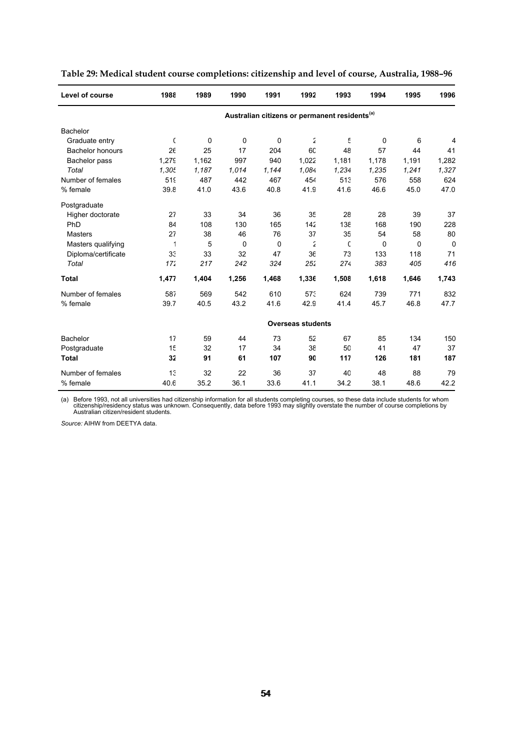**Table 29: Medical student course completions: citizenship and level of course, Australia, 1988–96**

| Level of course | 1988 | 1989 | 1990 | 1991 | 1992 | 1993 | 1994 | 1995 | 1996 |
|---|---|---|---|---|---|---|---|---|---|
| | | | | Australian citizens or permanent residents[(a)] | | | | | |
| Bachelor | | | | | | | | | |
| Graduate entry | 0 | 0 | 0 | 0 | 2 | 5 | 0 | 6 | 4 |
| Bachelor honours | 26 | 25 | 17 | 204 | 60 | 48 | 57 | 44 | 41 |
| Bachelor pass | 1,279 | 1,162 | 997 | 940 | 1,022 | 1,181 | 1,178 | 1,191 | 1,282 |
| *Total* | *1,305* | *1,187* | *1,014* | *1,144* | *1,084* | *1,234* | *1,235* | *1,241* | *1,327* |
| Number of females | 519 | 487 | 442 | 467 | 454 | 513 | 576 | 558 | 624 |
| % female | 39.8 | 41.0 | 43.6 | 40.8 | 41.9 | 41.6 | 46.6 | 45.0 | 47.0 |
| Postgraduate | | | | | | | | | |
| Higher doctorate | 27 | 33 | 34 | 36 | 35 | 28 | 28 | 39 | 37 |
| PhD | 84 | 108 | 130 | 165 | 142 | 138 | 168 | 190 | 228 |
| Masters | 27 | 38 | 46 | 76 | 37 | 35 | 54 | 58 | 80 |
| Masters qualifying | 1 | 5 | 0 | 0 | 2 | 0 | 0 | 0 | 0 |
| Diploma/certificate | 33 | 33 | 32 | 47 | 36 | 73 | 133 | 118 | 71 |
| *Total* | *172* | *217* | *242* | *324* | *252* | *274* | *383* | *405* | *416* |
| **Total** | **1,477** | **1,404** | **1,256** | **1,468** | **1,336** | **1,508** | **1,618** | **1,646** | **1,743** |
| Number of females | 587 | 569 | 542 | 610 | 573 | 624 | 739 | 771 | 832 |
| % female | 39.7 | 40.5 | 43.2 | 41.6 | 42.9 | 41.4 | 45.7 | 46.8 | 47.7 |
| | | | | Overseas students | | | | | |
| Bachelor | 17 | 59 | 44 | 73 | 52 | 67 | 85 | 134 | 150 |
| Postgraduate | 15 | 32 | 17 | 34 | 38 | 50 | 41 | 47 | 37 |
| **Total** | **32** | **91** | **61** | **107** | **90** | **117** | **126** | **181** | **187** |
| Number of females | 13 | 32 | 22 | 36 | 37 | 40 | 48 | 88 | 79 |
| % female | 40.6 | 35.2 | 36.1 | 33.6 | 41.1 | 34.2 | 38.1 | 48.6 | 42.2 |

(a) Before 1993, not all universities had citizenship information for all students completing courses, so these data include students for whom citizenship/residency status was unknown. Consequently, data before 1993 may slightly overstate the number of course completions by Australian citizen/resident students.

*Source:* AIHW from DEETYA data.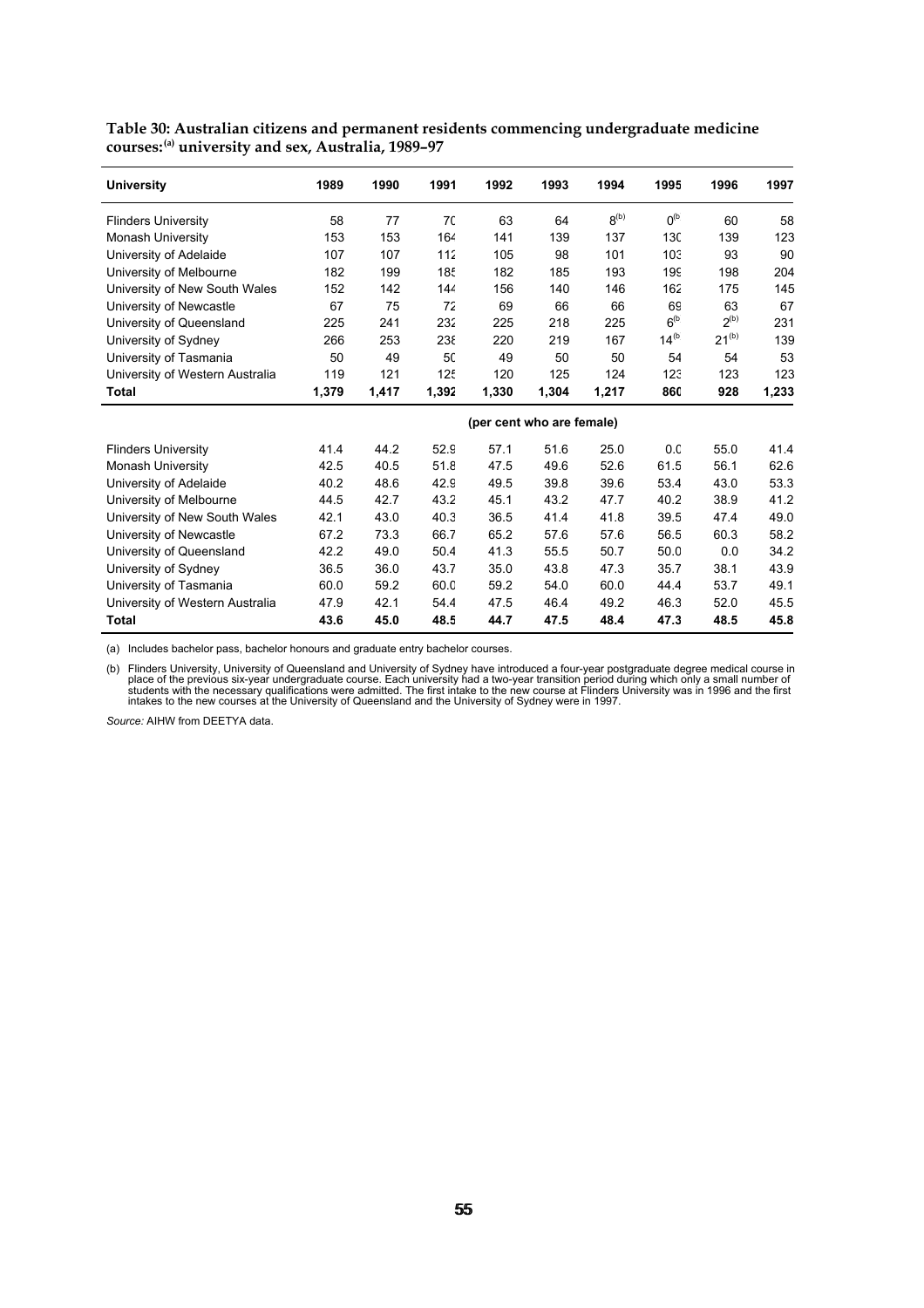**Table 30: Australian citizens and permanent residents commencing undergraduate medicine courses:[(a)] university and sex, Australia, 1989–97**

| University | 1989 | 1990 | 1991 | 1992 | 1993 | 1994 | 1995 | 1996 | 1997 |
|---|---|---|---|---|---|---|---|---|---|
| Flinders University | 58 | 77 | 70 | 63 | 64 | 8[(b)] | 0[(b)] | 60 | 58 |
| Monash University | 153 | 153 | 164 | 141 | 139 | 137 | 130 | 139 | 123 |
| University of Adelaide | 107 | 107 | 112 | 105 | 98 | 101 | 103 | 93 | 90 |
| University of Melbourne | 182 | 199 | 185 | 182 | 185 | 193 | 199 | 198 | 204 |
| University of New South Wales | 152 | 142 | 144 | 156 | 140 | 146 | 162 | 175 | 145 |
| University of Newcastle | 67 | 75 | 72 | 69 | 66 | 66 | 69 | 63 | 67 |
| University of Queensland | 225 | 241 | 232 | 225 | 218 | 225 | 6[(b)] | 2[(b)] | 231 |
| University of Sydney | 266 | 253 | 238 | 220 | 219 | 167 | 14[(b)] | 21[(b)] | 139 |
| University of Tasmania | 50 | 49 | 50 | 49 | 50 | 50 | 54 | 54 | 53 |
| University of Western Australia | 119 | 121 | 125 | 120 | 125 | 124 | 123 | 123 | 123 |
| **Total** | **1,379** | **1,417** | **1,392** | **1,330** | **1,304** | **1,217** | **860** | **928** | **1,233** |
| | | | | (per cent who are female) | | | | | |
| Flinders University | 41.4 | 44.2 | 52.9 | 57.1 | 51.6 | 25.0 | 0.0 | 55.0 | 41.4 |
| Monash University | 42.5 | 40.5 | 51.8 | 47.5 | 49.6 | 52.6 | 61.5 | 56.1 | 62.6 |
| University of Adelaide | 40.2 | 48.6 | 42.9 | 49.5 | 39.8 | 39.6 | 53.4 | 43.0 | 53.3 |
| University of Melbourne | 44.5 | 42.7 | 43.2 | 45.1 | 43.2 | 47.7 | 40.2 | 38.9 | 41.2 |
| University of New South Wales | 42.1 | 43.0 | 40.3 | 36.5 | 41.4 | 41.8 | 39.5 | 47.4 | 49.0 |
| University of Newcastle | 67.2 | 73.3 | 66.7 | 65.2 | 57.6 | 57.6 | 56.5 | 60.3 | 58.2 |
| University of Queensland | 42.2 | 49.0 | 50.4 | 41.3 | 55.5 | 50.7 | 50.0 | 0.0 | 34.2 |
| University of Sydney | 36.5 | 36.0 | 43.7 | 35.0 | 43.8 | 47.3 | 35.7 | 38.1 | 43.9 |
| University of Tasmania | 60.0 | 59.2 | 60.0 | 59.2 | 54.0 | 60.0 | 44.4 | 53.7 | 49.1 |
| University of Western Australia | 47.9 | 42.1 | 54.4 | 47.5 | 46.4 | 49.2 | 46.3 | 52.0 | 45.5 |
| **Total** | **43.6** | **45.0** | **48.5** | **44.7** | **47.5** | **48.4** | **47.3** | **48.5** | **45.8** |

(a) Includes bachelor pass, bachelor honours and graduate entry bachelor courses.

(b) Flinders University, University of Queensland and University of Sydney have introduced a four-year postgraduate degree medical course in place of the previous six-year undergraduate course. Each university had a two-year transition period during which only a small number of students with the necessary qualifications were admitted. The first intake to the new course at Flinders University was in 1996 and the first intakes to the new courses at the University of Queensland and the University of Sydney were in 1997.

*Source:* AIHW from DEETYA data.